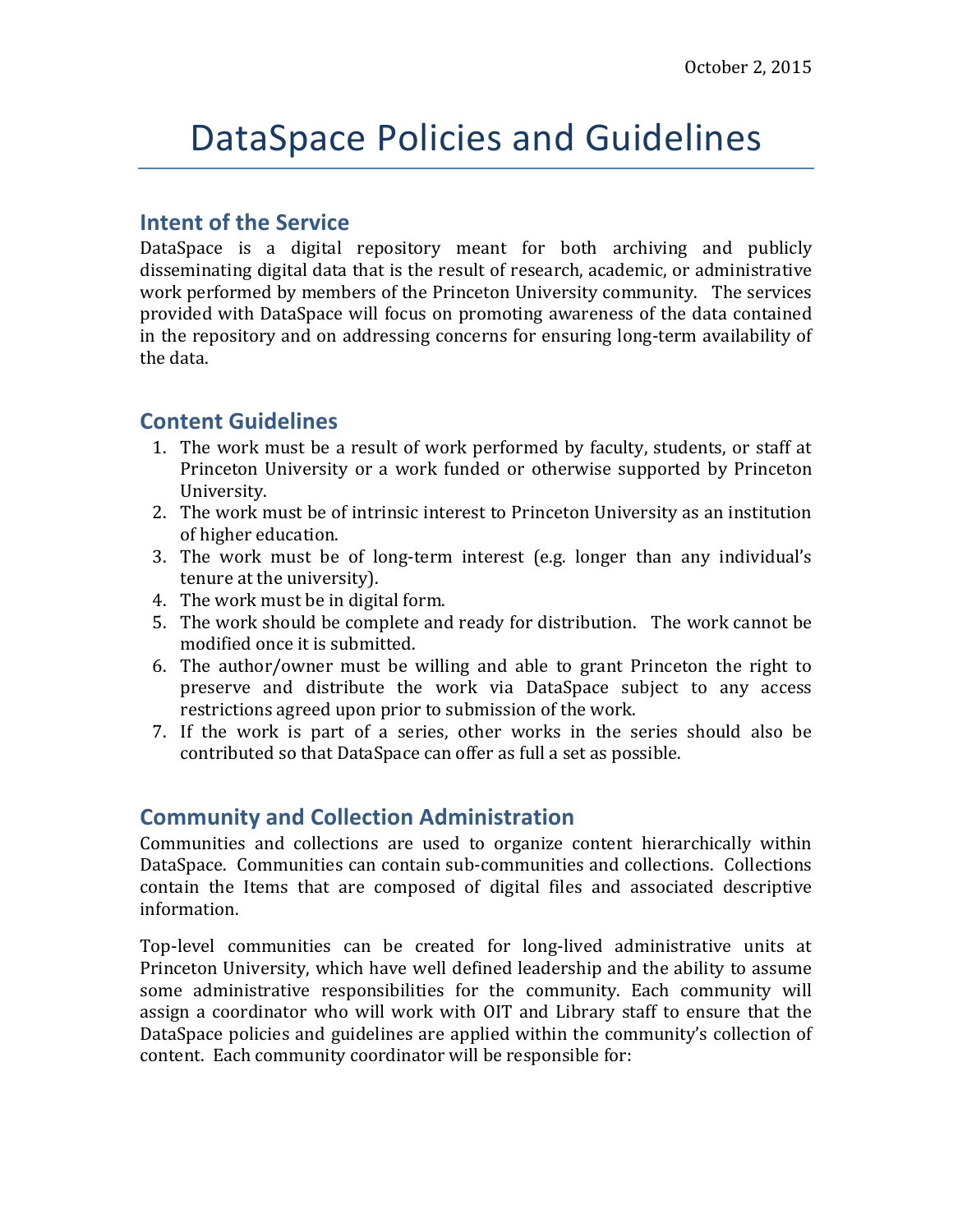October 2, 2015

# DataSpace Policies and Guidelines

## Intent of the Service

DataSpace is a digital repository meant for both archiving and publicly disseminating digital data that is the result of research, academic, or administrative work performed by members of the Princeton University community. The services provided with DataSpace will focus on promoting awareness of the data contained in the repository and on addressing concerns for ensuring long-term availability of the data.

## Content Guidelines

1. The work must be a result of work performed by faculty, students, or staff at Princeton University or a work funded or otherwise supported by Princeton University.
2. The work must be of intrinsic interest to Princeton University as an institution of higher education.
3. The work must be of long-term interest (e.g. longer than any individual's tenure at the university).
4. The work must be in digital form.
5. The work should be complete and ready for distribution. The work cannot be modified once it is submitted.
6. The author/owner must be willing and able to grant Princeton the right to preserve and distribute the work via DataSpace subject to any access restrictions agreed upon prior to submission of the work.
7. If the work is part of a series, other works in the series should also be contributed so that DataSpace can offer as full a set as possible.

## Community and Collection Administration

Communities and collections are used to organize content hierarchically within DataSpace. Communities can contain sub-communities and collections. Collections contain the Items that are composed of digital files and associated descriptive information.

Top-level communities can be created for long-lived administrative units at Princeton University, which have well defined leadership and the ability to assume some administrative responsibilities for the community. Each community will assign a coordinator who will work with OIT and Library staff to ensure that the DataSpace policies and guidelines are applied within the community's collection of content. Each community coordinator will be responsible for: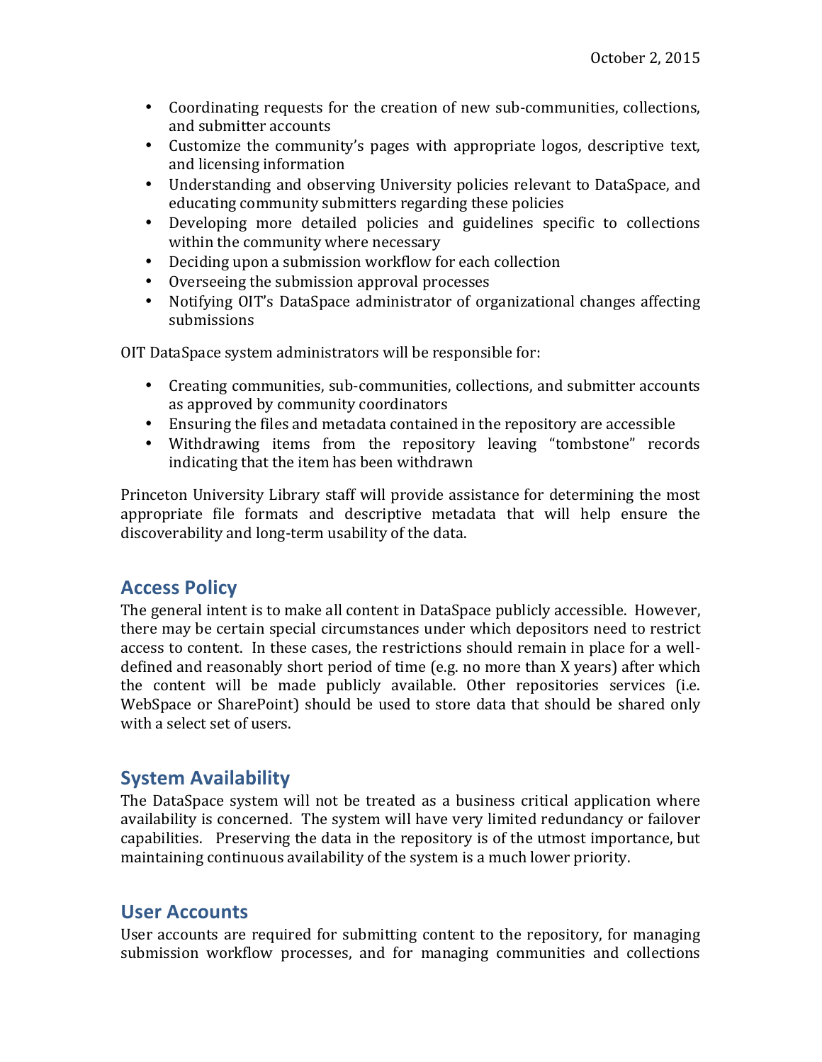- Coordinating requests for the creation of new sub-communities, collections, and submitter accounts
- Customize the community's pages with appropriate logos, descriptive text, and licensing information
- Understanding and observing University policies relevant to DataSpace, and educating community submitters regarding these policies
- Developing more detailed policies and guidelines specific to collections within the community where necessary
- Deciding upon a submission workflow for each collection
- Overseeing the submission approval processes
- Notifying OIT's DataSpace administrator of organizational changes affecting submissions

OIT DataSpace system administrators will be responsible for:

- Creating communities, sub-communities, collections, and submitter accounts as approved by community coordinators
- Ensuring the files and metadata contained in the repository are accessible
- Withdrawing items from the repository leaving "tombstone" records indicating that the item has been withdrawn

Princeton University Library staff will provide assistance for determining the most appropriate file formats and descriptive metadata that will help ensure the discoverability and long-term usability of the data.

## Access Policy

The general intent is to make all content in DataSpace publicly accessible. However, there may be certain special circumstances under which depositors need to restrict access to content. In these cases, the restrictions should remain in place for a well-defined and reasonably short period of time (e.g. no more than X years) after which the content will be made publicly available. Other repositories services (i.e. WebSpace or SharePoint) should be used to store data that should be shared only with a select set of users.

## System Availability

The DataSpace system will not be treated as a business critical application where availability is concerned. The system will have very limited redundancy or failover capabilities. Preserving the data in the repository is of the utmost importance, but maintaining continuous availability of the system is a much lower priority.

## User Accounts

User accounts are required for submitting content to the repository, for managing submission workflow processes, and for managing communities and collections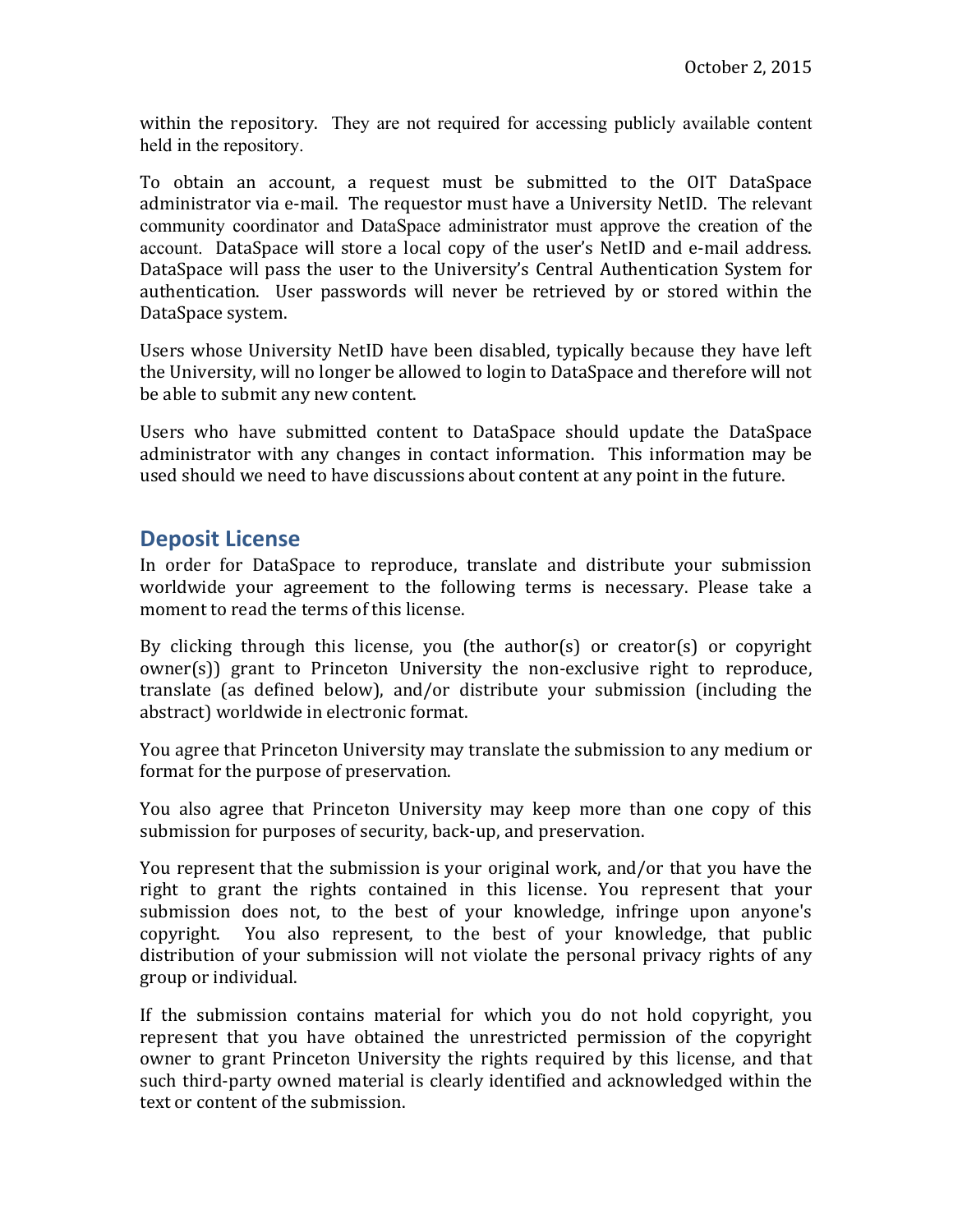within the repository. They are not required for accessing publicly available content held in the repository.

To obtain an account, a request must be submitted to the OIT DataSpace administrator via e-mail. The requestor must have a University NetID. The relevant community coordinator and DataSpace administrator must approve the creation of the account. DataSpace will store a local copy of the user's NetID and e-mail address. DataSpace will pass the user to the University's Central Authentication System for authentication. User passwords will never be retrieved by or stored within the DataSpace system.

Users whose University NetID have been disabled, typically because they have left the University, will no longer be allowed to login to DataSpace and therefore will not be able to submit any new content.

Users who have submitted content to DataSpace should update the DataSpace administrator with any changes in contact information. This information may be used should we need to have discussions about content at any point in the future.

## Deposit License

In order for DataSpace to reproduce, translate and distribute your submission worldwide your agreement to the following terms is necessary. Please take a moment to read the terms of this license.

By clicking through this license, you (the author(s) or creator(s) or copyright owner(s)) grant to Princeton University the non-exclusive right to reproduce, translate (as defined below), and/or distribute your submission (including the abstract) worldwide in electronic format.

You agree that Princeton University may translate the submission to any medium or format for the purpose of preservation.

You also agree that Princeton University may keep more than one copy of this submission for purposes of security, back-up, and preservation.

You represent that the submission is your original work, and/or that you have the right to grant the rights contained in this license. You represent that your submission does not, to the best of your knowledge, infringe upon anyone's copyright. You also represent, to the best of your knowledge, that public distribution of your submission will not violate the personal privacy rights of any group or individual.

If the submission contains material for which you do not hold copyright, you represent that you have obtained the unrestricted permission of the copyright owner to grant Princeton University the rights required by this license, and that such third-party owned material is clearly identified and acknowledged within the text or content of the submission.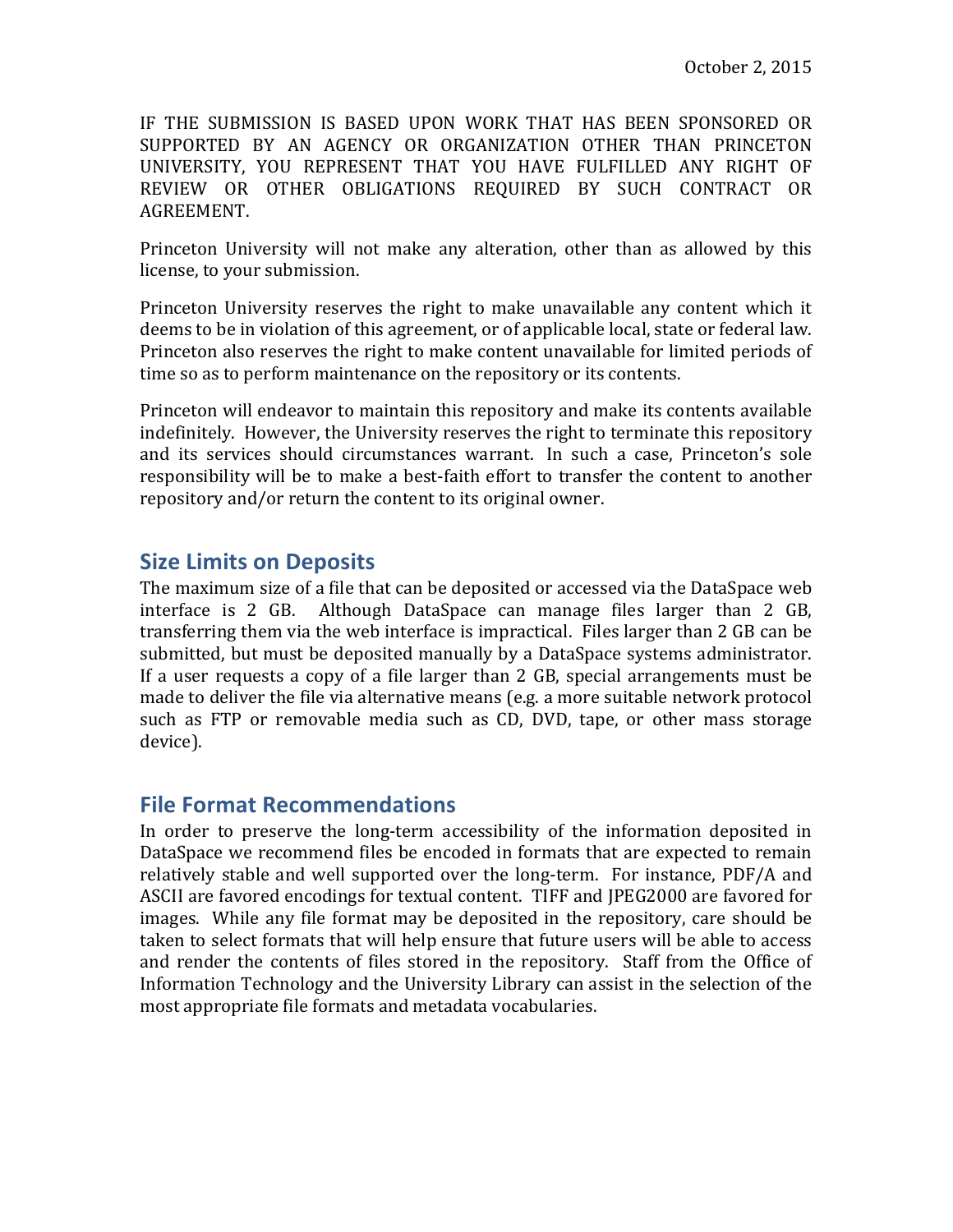IF THE SUBMISSION IS BASED UPON WORK THAT HAS BEEN SPONSORED OR SUPPORTED BY AN AGENCY OR ORGANIZATION OTHER THAN PRINCETON UNIVERSITY, YOU REPRESENT THAT YOU HAVE FULFILLED ANY RIGHT OF REVIEW OR OTHER OBLIGATIONS REQUIRED BY SUCH CONTRACT OR AGREEMENT.

Princeton University will not make any alteration, other than as allowed by this license, to your submission.

Princeton University reserves the right to make unavailable any content which it deems to be in violation of this agreement, or of applicable local, state or federal law. Princeton also reserves the right to make content unavailable for limited periods of time so as to perform maintenance on the repository or its contents.

Princeton will endeavor to maintain this repository and make its contents available indefinitely. However, the University reserves the right to terminate this repository and its services should circumstances warrant. In such a case, Princeton's sole responsibility will be to make a best-faith effort to transfer the content to another repository and/or return the content to its original owner.

## Size Limits on Deposits

The maximum size of a file that can be deposited or accessed via the DataSpace web interface is 2 GB. Although DataSpace can manage files larger than 2 GB, transferring them via the web interface is impractical. Files larger than 2 GB can be submitted, but must be deposited manually by a DataSpace systems administrator. If a user requests a copy of a file larger than 2 GB, special arrangements must be made to deliver the file via alternative means (e.g. a more suitable network protocol such as FTP or removable media such as CD, DVD, tape, or other mass storage device).

## File Format Recommendations

In order to preserve the long-term accessibility of the information deposited in DataSpace we recommend files be encoded in formats that are expected to remain relatively stable and well supported over the long-term. For instance, PDF/A and ASCII are favored encodings for textual content. TIFF and JPEG2000 are favored for images. While any file format may be deposited in the repository, care should be taken to select formats that will help ensure that future users will be able to access and render the contents of files stored in the repository. Staff from the Office of Information Technology and the University Library can assist in the selection of the most appropriate file formats and metadata vocabularies.